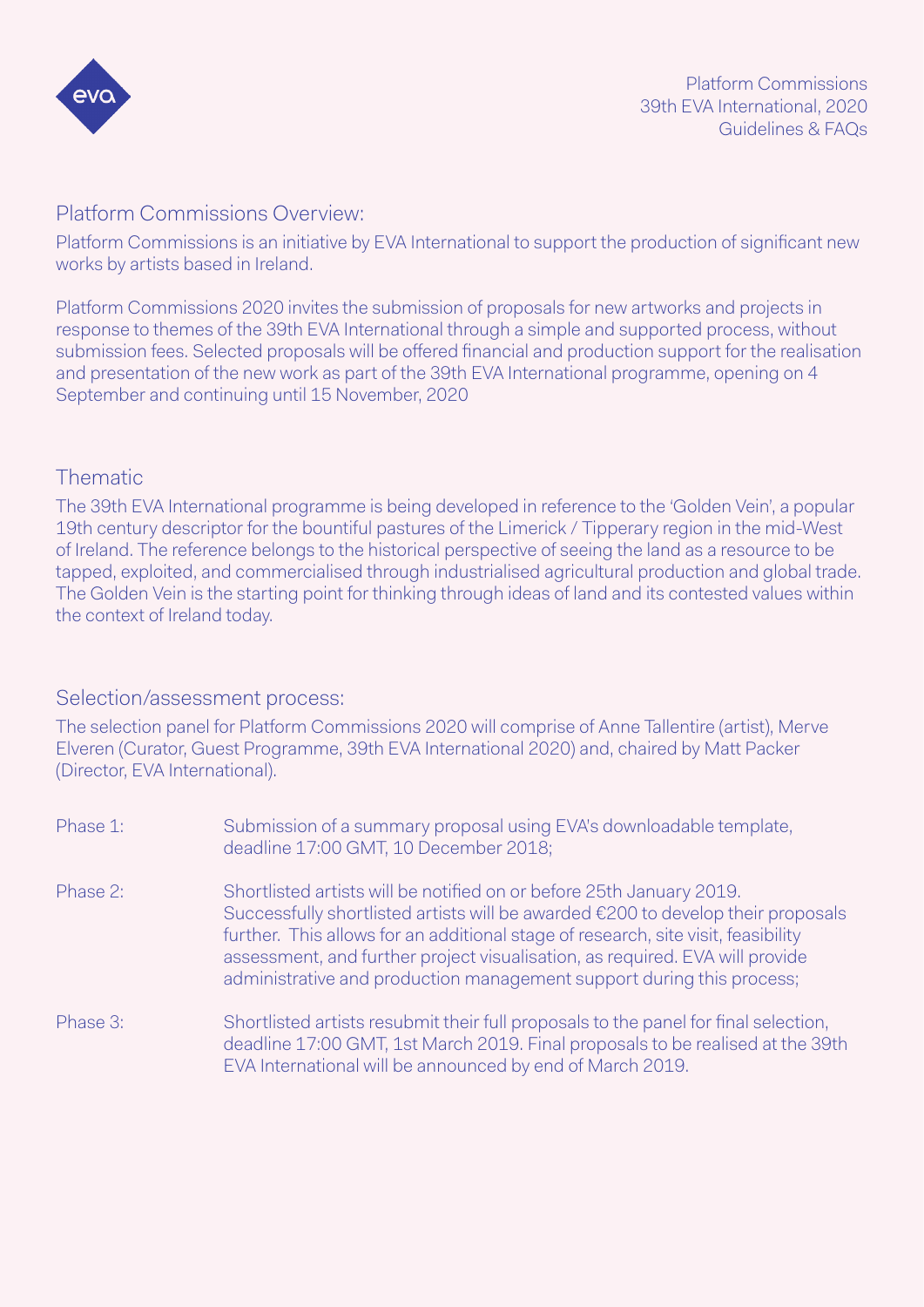Platform Commissions
39th EVA International, 2020
Guidelines & FAQs

## Platform Commissions Overview:

Platform Commissions is an initiative by EVA International to support the production of significant new works by artists based in Ireland.

Platform Commissions 2020 invites the submission of proposals for new artworks and projects in response to themes of the 39th EVA International through a simple and supported process, without submission fees. Selected proposals will be offered financial and production support for the realisation and presentation of the new work as part of the 39th EVA International programme, opening on 4 September and continuing until 15 November, 2020

## Thematic

The 39th EVA International programme is being developed in reference to the 'Golden Vein', a popular 19th century descriptor for the bountiful pastures of the Limerick / Tipperary region in the mid-West of Ireland. The reference belongs to the historical perspective of seeing the land as a resource to be tapped, exploited, and commercialised through industrialised agricultural production and global trade. The Golden Vein is the starting point for thinking through ideas of land and its contested values within the context of Ireland today.

## Selection/assessment process:

The selection panel for Platform Commissions 2020 will comprise of Anne Tallentire (artist), Merve Elveren (Curator, Guest Programme, 39th EVA International 2020) and, chaired by Matt Packer (Director, EVA International).

Phase 1: Submission of a summary proposal using EVA's downloadable template, deadline 17:00 GMT, 10 December 2018;

Phase 2: Shortlisted artists will be notified on or before 25th January 2019. Successfully shortlisted artists will be awarded €200 to develop their proposals further. This allows for an additional stage of research, site visit, feasibility assessment, and further project visualisation, as required. EVA will provide administrative and production management support during this process;

Phase 3: Shortlisted artists resubmit their full proposals to the panel for final selection, deadline 17:00 GMT, 1st March 2019. Final proposals to be realised at the 39th EVA International will be announced by end of March 2019.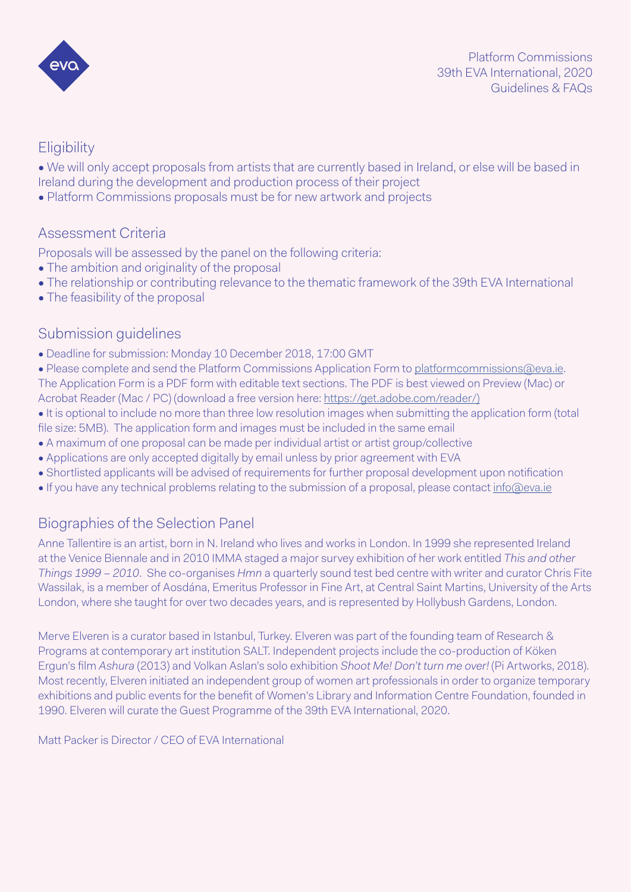## Eligibility

- We will only accept proposals from artists that are currently based in Ireland, or else will be based in Ireland during the development and production process of their project
- Platform Commissions proposals must be for new artwork and projects

## Assessment Criteria

Proposals will be assessed by the panel on the following criteria:

- The ambition and originality of the proposal
- The relationship or contributing relevance to the thematic framework of the 39th EVA International
- The feasibility of the proposal

## Submission guidelines

- Deadline for submission: Monday 10 December 2018, 17:00 GMT
- Please complete and send the Platform Commissions Application Form to platformcommissions@eva.ie. The Application Form is a PDF form with editable text sections. The PDF is best viewed on Preview (Mac) or Acrobat Reader (Mac / PC) (download a free version here: https://get.adobe.com/reader/)
- It is optional to include no more than three low resolution images when submitting the application form (total file size: 5MB). The application form and images must be included in the same email
- A maximum of one proposal can be made per individual artist or artist group/collective
- Applications are only accepted digitally by email unless by prior agreement with EVA
- Shortlisted applicants will be advised of requirements for further proposal development upon notification
- If you have any technical problems relating to the submission of a proposal, please contact info@eva.ie

## Biographies of the Selection Panel

Anne Tallentire is an artist, born in N. Ireland who lives and works in London. In 1999 she represented Ireland at the Venice Biennale and in 2010 IMMA staged a major survey exhibition of her work entitled *This and other Things 1999 – 2010*. She co-organises *Hmn* a quarterly sound test bed centre with writer and curator Chris Fite Wassilak, is a member of Aosdána, Emeritus Professor in Fine Art, at Central Saint Martins, University of the Arts London, where she taught for over two decades years, and is represented by Hollybush Gardens, London.

Merve Elveren is a curator based in Istanbul, Turkey. Elveren was part of the founding team of Research & Programs at contemporary art institution SALT. Independent projects include the co-production of Köken Ergun's film *Ashura* (2013) and Volkan Aslan's solo exhibition *Shoot Me! Don't turn me over!* (Pi Artworks, 2018). Most recently, Elveren initiated an independent group of women art professionals in order to organize temporary exhibitions and public events for the benefit of Women's Library and Information Centre Foundation, founded in 1990. Elveren will curate the Guest Programme of the 39th EVA International, 2020.

Matt Packer is Director / CEO of EVA International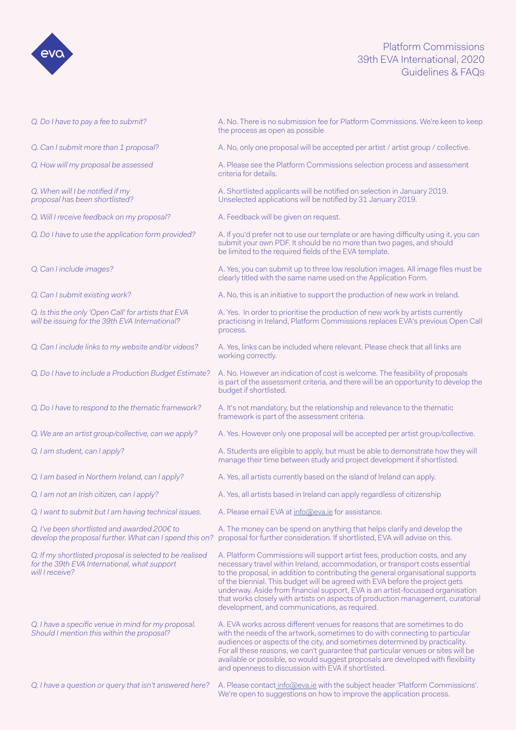Platform Commissions
39th EVA International, 2020
Guidelines & FAQs

*Q. Do I have to pay a fee to submit?*

A. No. There is no submission fee for Platform Commissions. We're keen to keep the process as open as possible

*Q. Can I submit more than 1 proposal?*

A. No, only one proposal will be accepted per artist / artist group / collective.

*Q. How will my proposal be assessed*

A. Please see the Platform Commissions selection process and assessment criteria for details.

*Q. When will I be notified if my proposal has been shortlisted?*

A. Shortlisted applicants will be notified on selection in January 2019. Unselected applications will be notified by 31 January 2019.

*Q. Will I receive feedback on my proposal?*

A. Feedback will be given on request.

*Q. Do I have to use the application form provided?*

A. If you'd prefer not to use our template or are having difficulty using it, you can submit your own PDF. It should be no more than two pages, and should be limited to the required fields of the EVA template.

*Q. Can I include images?*

A. Yes, you can submit up to three low resolution images. All image files must be clearly titled with the same name used on the Application Form.

*Q. Can I submit existing work?*

A. No, this is an initiative to support the production of new work in Ireland.

*Q. Is this the only 'Open Call' for artists that EVA will be issuing for the 39th EVA International?*

A. Yes. In order to prioritise the production of new work by artists currently practicisng in Ireland, Platform Commissions replaces EVA's previous Open Call process.

*Q. Can I include links to my website and/or videos?*

A. Yes, links can be included where relevant. Please check that all links are working correctly.

*Q. Do I have to include a Production Budget Estimate?*

A. No. However an indication of cost is welcome. The feasibility of proposals is part of the assessment criteria, and there will be an opportunity to develop the budget if shortlisted.

*Q. Do I have to respond to the thematic framework?*

A. It's not mandatory, but the relationship and relevance to the thematic framework is part of the assessment criteria.

*Q. We are an artist group/collective, can we apply?*

A. Yes. However only one proposal will be accepted per artist group/collective.

*Q. I am student, can I apply?*

A. Students are eligible to apply, but must be able to demonstrate how they will manage their time between study and project development if shortlisted.

*Q. I am based in Northern Ireland, can I apply?*

A. Yes, all artists currently based on the island of Ireland can apply.

*Q. I am not an Irish citizen, can I apply?*

A. Yes, all artists based in Ireland can apply regardless of citizenship

*Q. I want to submit but I am having technical issues.*

A. Please email EVA at info@eva.ie for assistance.

*Q. I've been shortlisted and awarded 200€ to develop the proposal further. What can I spend this on?*

A. The money can be spend on anything that helps clarify and develop the proposal for further consideration. If shortlisted, EVA will advise on this.

*Q. If my shortlisted proposal is selected to be realised for the 39th EVA International, what support will I receive?*

A. Platform Commissions will support artist fees, production costs, and any necessary travel within Ireland, accommodation, or transport costs essential to the proposal, in addition to contributing the general organisational supports of the biennial. This budget will be agreed with EVA before the project gets underway. Aside from financial support, EVA is an artist-focussed organisation that works closely with artists on aspects of production management, curatorial development, and communications, as required.

*Q. I have a specific venue in mind for my proposal. Should I mention this within the proposal?*

A. EVA works across different venues for reasons that are sometimes to do with the needs of the artwork, sometimes to do with connecting to particular audiences or aspects of the city, and sometimes determined by practicality. For all these reasons, we can't guarantee that particular venues or sites will be available or possible, so would suggest proposals are developed with flexibility and openness to discussion with EVA if shortlisted.

*Q. I have a question or query that isn't answered here?*

A. Please contact info@eva.ie with the subject header 'Platform Commissions'. We're open to suggestions on how to improve the application process.